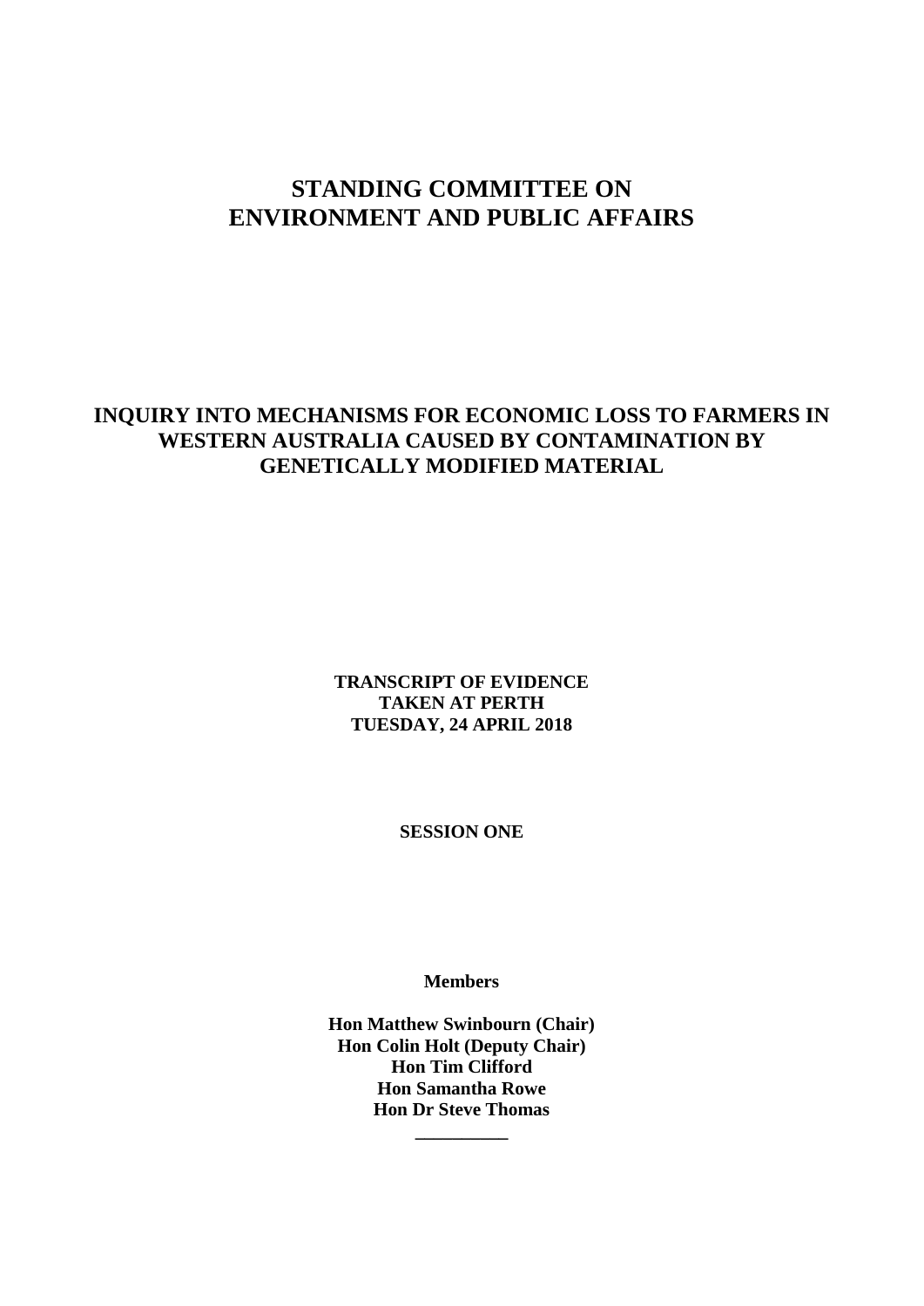# STANDING COMMITTEE ON ENVIRONMENT AND PUBLIC AFFAIRS

## INQUIRY INTO MECHANISMS FOR ECONOMIC LOSS TO FARMERS IN WESTERN AUSTRALIA CAUSED BY CONTAMINATION BY GENETICALLY MODIFIED MATERIAL

**TRANSCRIPT OF EVIDENCE**
**TAKEN AT PERTH**
**TUESDAY, 24 APRIL 2018**

**SESSION ONE**

**Members**

**Hon Matthew Swinbourn (Chair)**
**Hon Colin Holt (Deputy Chair)**
**Hon Tim Clifford**
**Hon Samantha Rowe**
**Hon Dr Steve Thomas**

__________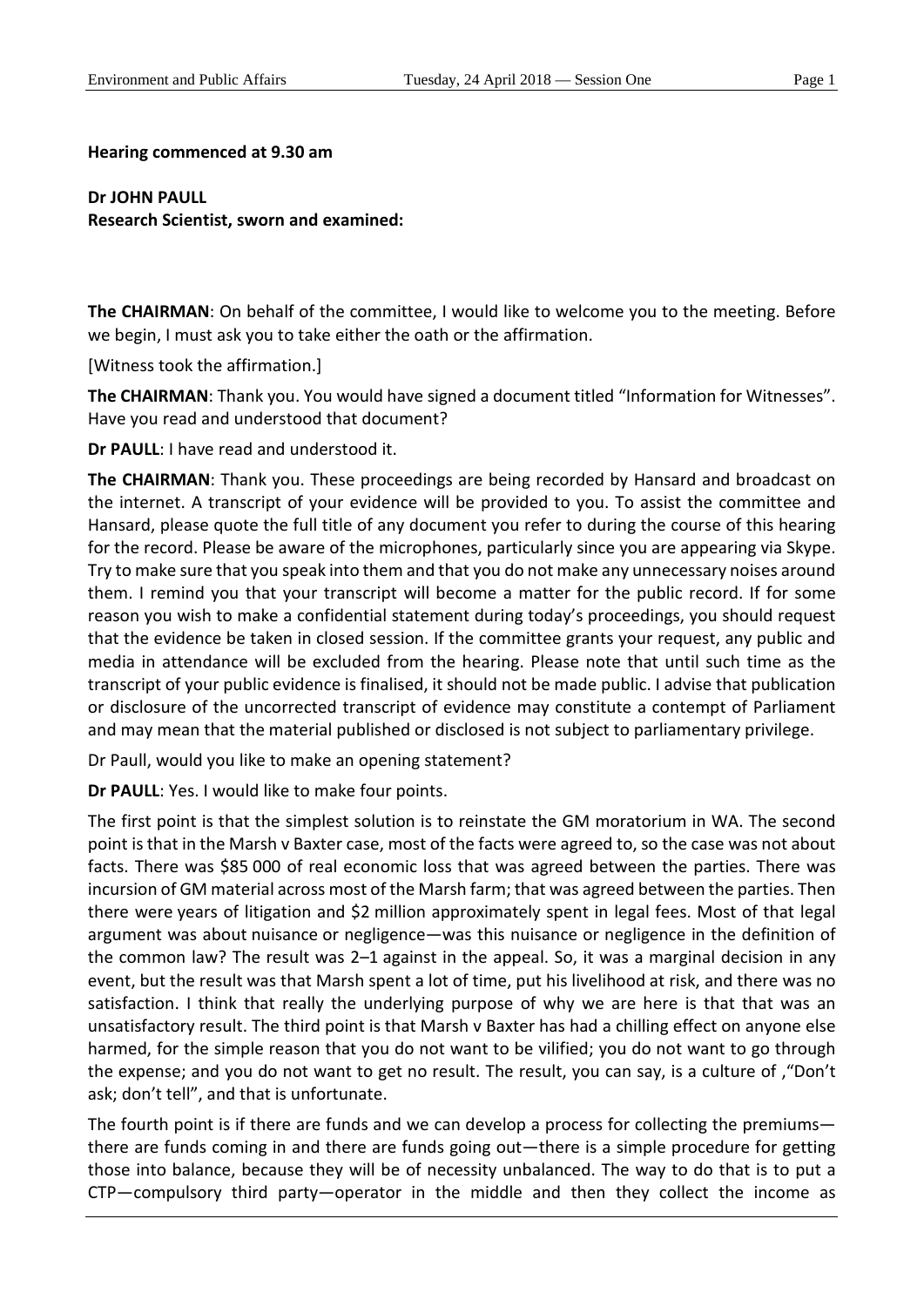**Hearing commenced at 9.30 am**

**Dr JOHN PAULL**
**Research Scientist, sworn and examined:**

**The CHAIRMAN**: On behalf of the committee, I would like to welcome you to the meeting. Before we begin, I must ask you to take either the oath or the affirmation.

[Witness took the affirmation.]

**The CHAIRMAN**: Thank you. You would have signed a document titled "Information for Witnesses". Have you read and understood that document?

**Dr PAULL**: I have read and understood it.

**The CHAIRMAN**: Thank you. These proceedings are being recorded by Hansard and broadcast on the internet. A transcript of your evidence will be provided to you. To assist the committee and Hansard, please quote the full title of any document you refer to during the course of this hearing for the record. Please be aware of the microphones, particularly since you are appearing via Skype. Try to make sure that you speak into them and that you do not make any unnecessary noises around them. I remind you that your transcript will become a matter for the public record. If for some reason you wish to make a confidential statement during today's proceedings, you should request that the evidence be taken in closed session. If the committee grants your request, any public and media in attendance will be excluded from the hearing. Please note that until such time as the transcript of your public evidence is finalised, it should not be made public. I advise that publication or disclosure of the uncorrected transcript of evidence may constitute a contempt of Parliament and may mean that the material published or disclosed is not subject to parliamentary privilege.

Dr Paull, would you like to make an opening statement?

**Dr PAULL**: Yes. I would like to make four points.

The first point is that the simplest solution is to reinstate the GM moratorium in WA. The second point is that in the Marsh v Baxter case, most of the facts were agreed to, so the case was not about facts. There was $85 000 of real economic loss that was agreed between the parties. There was incursion of GM material across most of the Marsh farm; that was agreed between the parties. Then there were years of litigation and $2 million approximately spent in legal fees. Most of that legal argument was about nuisance or negligence—was this nuisance or negligence in the definition of the common law? The result was 2–1 against in the appeal. So, it was a marginal decision in any event, but the result was that Marsh spent a lot of time, put his livelihood at risk, and there was no satisfaction. I think that really the underlying purpose of why we are here is that that was an unsatisfactory result. The third point is that Marsh v Baxter has had a chilling effect on anyone else harmed, for the simple reason that you do not want to be vilified; you do not want to go through the expense; and you do not want to get no result. The result, you can say, is a culture of ,"Don't ask; don't tell", and that is unfortunate.

The fourth point is if there are funds and we can develop a process for collecting the premiums—there are funds coming in and there are funds going out—there is a simple procedure for getting those into balance, because they will be of necessity unbalanced. The way to do that is to put a CTP—compulsory third party—operator in the middle and then they collect the income as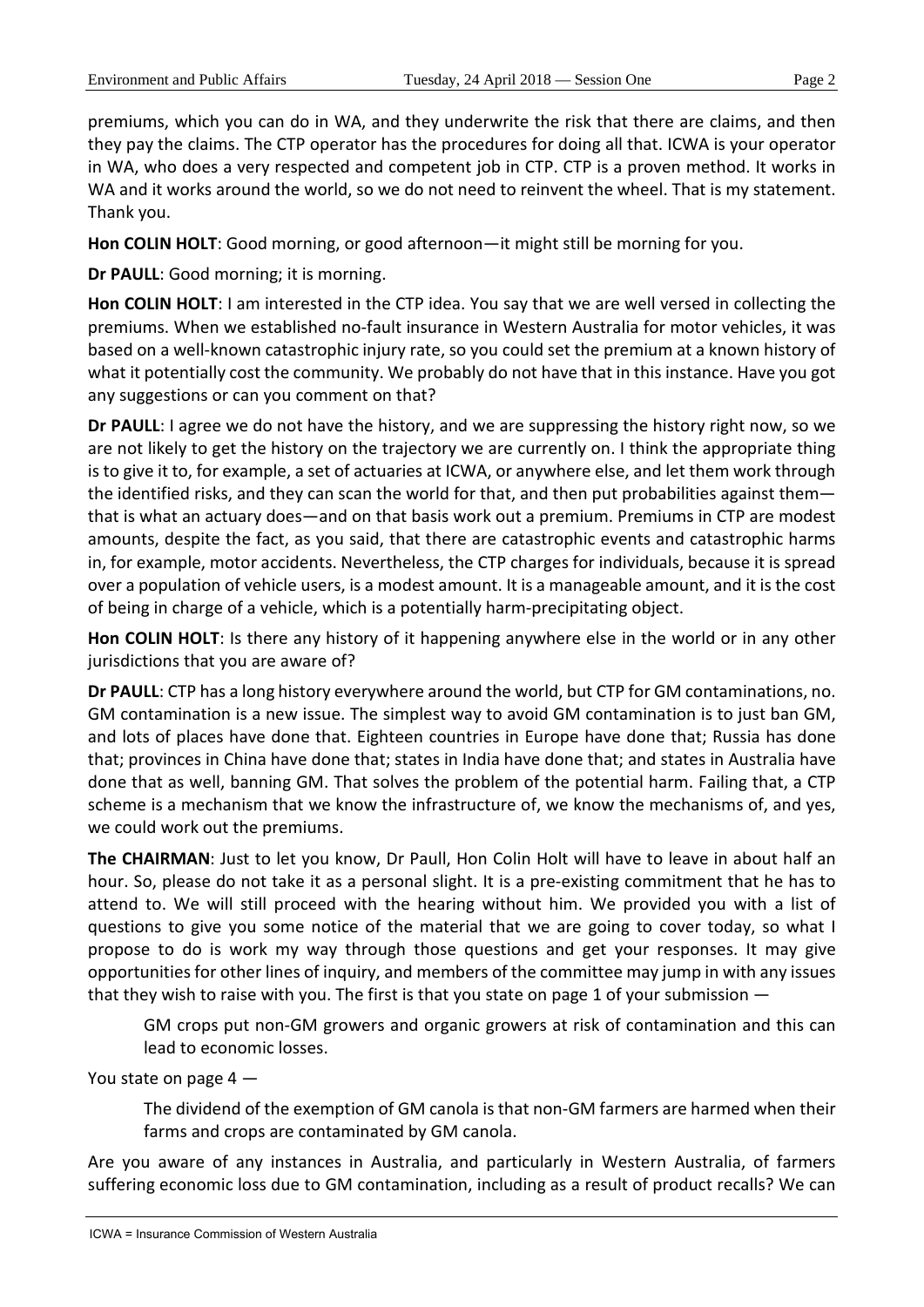premiums, which you can do in WA, and they underwrite the risk that there are claims, and then they pay the claims. The CTP operator has the procedures for doing all that. ICWA is your operator in WA, who does a very respected and competent job in CTP. CTP is a proven method. It works in WA and it works around the world, so we do not need to reinvent the wheel. That is my statement. Thank you.

**Hon COLIN HOLT**: Good morning, or good afternoon—it might still be morning for you.

**Dr PAULL**: Good morning; it is morning.

**Hon COLIN HOLT**: I am interested in the CTP idea. You say that we are well versed in collecting the premiums. When we established no-fault insurance in Western Australia for motor vehicles, it was based on a well-known catastrophic injury rate, so you could set the premium at a known history of what it potentially cost the community. We probably do not have that in this instance. Have you got any suggestions or can you comment on that?

**Dr PAULL**: I agree we do not have the history, and we are suppressing the history right now, so we are not likely to get the history on the trajectory we are currently on. I think the appropriate thing is to give it to, for example, a set of actuaries at ICWA, or anywhere else, and let them work through the identified risks, and they can scan the world for that, and then put probabilities against them—that is what an actuary does—and on that basis work out a premium. Premiums in CTP are modest amounts, despite the fact, as you said, that there are catastrophic events and catastrophic harms in, for example, motor accidents. Nevertheless, the CTP charges for individuals, because it is spread over a population of vehicle users, is a modest amount. It is a manageable amount, and it is the cost of being in charge of a vehicle, which is a potentially harm-precipitating object.

**Hon COLIN HOLT**: Is there any history of it happening anywhere else in the world or in any other jurisdictions that you are aware of?

**Dr PAULL**: CTP has a long history everywhere around the world, but CTP for GM contaminations, no. GM contamination is a new issue. The simplest way to avoid GM contamination is to just ban GM, and lots of places have done that. Eighteen countries in Europe have done that; Russia has done that; provinces in China have done that; states in India have done that; and states in Australia have done that as well, banning GM. That solves the problem of the potential harm. Failing that, a CTP scheme is a mechanism that we know the infrastructure of, we know the mechanisms of, and yes, we could work out the premiums.

**The CHAIRMAN**: Just to let you know, Dr Paull, Hon Colin Holt will have to leave in about half an hour. So, please do not take it as a personal slight. It is a pre-existing commitment that he has to attend to. We will still proceed with the hearing without him. We provided you with a list of questions to give you some notice of the material that we are going to cover today, so what I propose to do is work my way through those questions and get your responses. It may give opportunities for other lines of inquiry, and members of the committee may jump in with any issues that they wish to raise with you. The first is that you state on page 1 of your submission —

> GM crops put non-GM growers and organic growers at risk of contamination and this can lead to economic losses.

You state on page 4 —

> The dividend of the exemption of GM canola is that non-GM farmers are harmed when their farms and crops are contaminated by GM canola.

Are you aware of any instances in Australia, and particularly in Western Australia, of farmers suffering economic loss due to GM contamination, including as a result of product recalls? We can

ICWA = Insurance Commission of Western Australia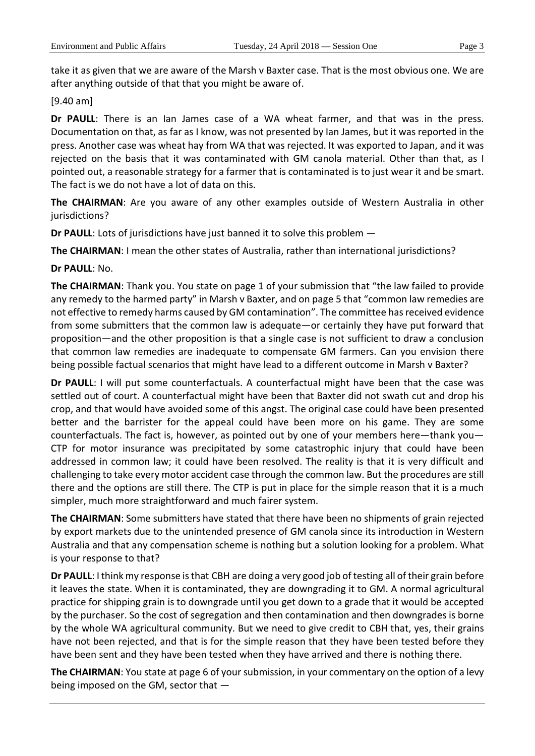take it as given that we are aware of the Marsh v Baxter case. That is the most obvious one. We are after anything outside of that that you might be aware of.

[9.40 am]

**Dr PAULL**: There is an Ian James case of a WA wheat farmer, and that was in the press. Documentation on that, as far as I know, was not presented by Ian James, but it was reported in the press. Another case was wheat hay from WA that was rejected. It was exported to Japan, and it was rejected on the basis that it was contaminated with GM canola material. Other than that, as I pointed out, a reasonable strategy for a farmer that is contaminated is to just wear it and be smart. The fact is we do not have a lot of data on this.

**The CHAIRMAN**: Are you aware of any other examples outside of Western Australia in other jurisdictions?

**Dr PAULL**: Lots of jurisdictions have just banned it to solve this problem —

**The CHAIRMAN**: I mean the other states of Australia, rather than international jurisdictions?

**Dr PAULL**: No.

**The CHAIRMAN**: Thank you. You state on page 1 of your submission that "the law failed to provide any remedy to the harmed party" in Marsh v Baxter, and on page 5 that "common law remedies are not effective to remedy harms caused by GM contamination". The committee has received evidence from some submitters that the common law is adequate—or certainly they have put forward that proposition—and the other proposition is that a single case is not sufficient to draw a conclusion that common law remedies are inadequate to compensate GM farmers. Can you envision there being possible factual scenarios that might have lead to a different outcome in Marsh v Baxter?

**Dr PAULL**: I will put some counterfactuals. A counterfactual might have been that the case was settled out of court. A counterfactual might have been that Baxter did not swath cut and drop his crop, and that would have avoided some of this angst. The original case could have been presented better and the barrister for the appeal could have been more on his game. They are some counterfactuals. The fact is, however, as pointed out by one of your members here—thank you—CTP for motor insurance was precipitated by some catastrophic injury that could have been addressed in common law; it could have been resolved. The reality is that it is very difficult and challenging to take every motor accident case through the common law. But the procedures are still there and the options are still there. The CTP is put in place for the simple reason that it is a much simpler, much more straightforward and much fairer system.

**The CHAIRMAN**: Some submitters have stated that there have been no shipments of grain rejected by export markets due to the unintended presence of GM canola since its introduction in Western Australia and that any compensation scheme is nothing but a solution looking for a problem. What is your response to that?

**Dr PAULL**: I think my response is that CBH are doing a very good job of testing all of their grain before it leaves the state. When it is contaminated, they are downgrading it to GM. A normal agricultural practice for shipping grain is to downgrade until you get down to a grade that it would be accepted by the purchaser. So the cost of segregation and then contamination and then downgrades is borne by the whole WA agricultural community. But we need to give credit to CBH that, yes, their grains have not been rejected, and that is for the simple reason that they have been tested before they have been sent and they have been tested when they have arrived and there is nothing there.

**The CHAIRMAN**: You state at page 6 of your submission, in your commentary on the option of a levy being imposed on the GM, sector that —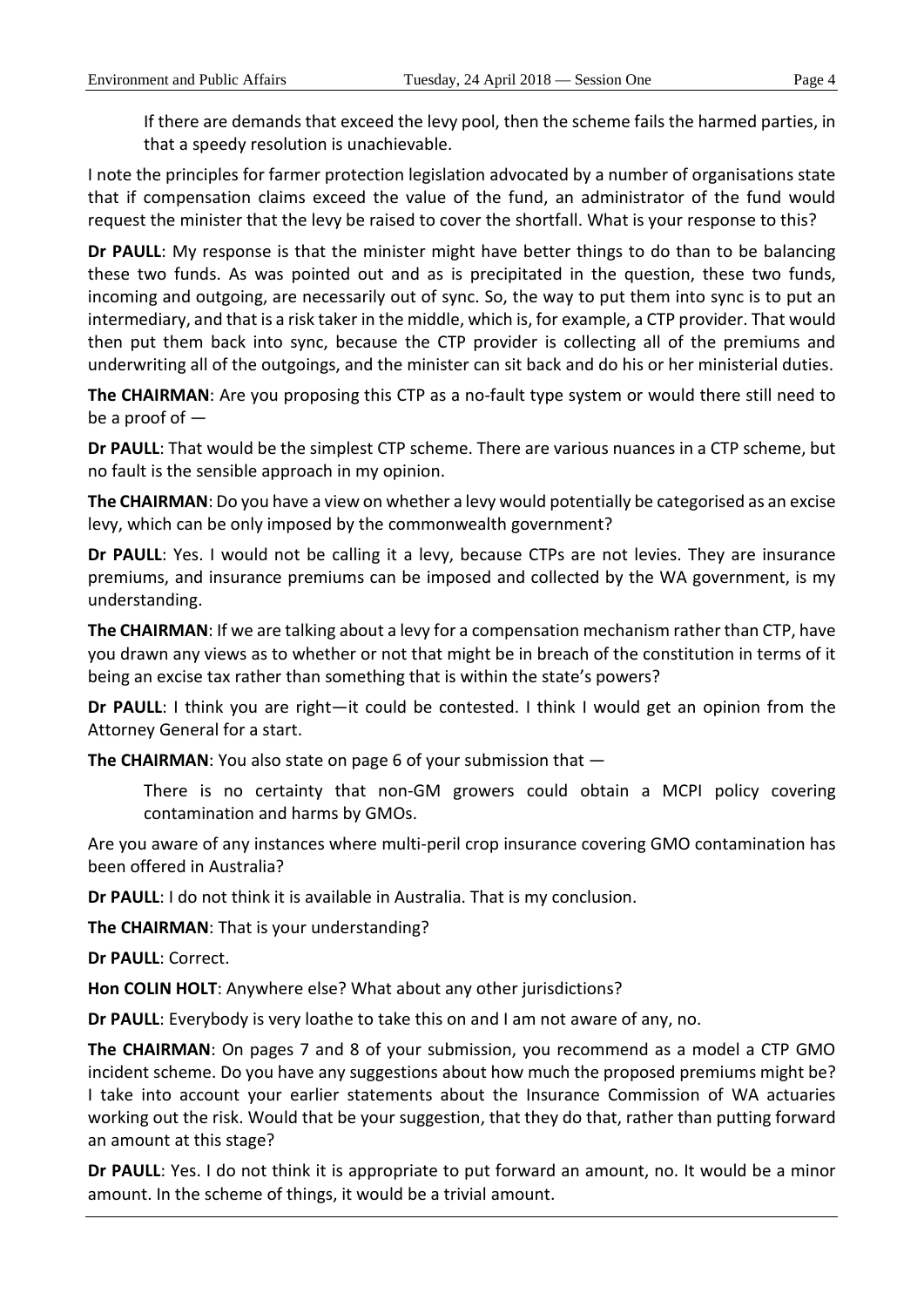If there are demands that exceed the levy pool, then the scheme fails the harmed parties, in that a speedy resolution is unachievable.

I note the principles for farmer protection legislation advocated by a number of organisations state that if compensation claims exceed the value of the fund, an administrator of the fund would request the minister that the levy be raised to cover the shortfall. What is your response to this?

**Dr PAULL**: My response is that the minister might have better things to do than to be balancing these two funds. As was pointed out and as is precipitated in the question, these two funds, incoming and outgoing, are necessarily out of sync. So, the way to put them into sync is to put an intermediary, and that is a risk taker in the middle, which is, for example, a CTP provider. That would then put them back into sync, because the CTP provider is collecting all of the premiums and underwriting all of the outgoings, and the minister can sit back and do his or her ministerial duties.

**The CHAIRMAN**: Are you proposing this CTP as a no-fault type system or would there still need to be a proof of —

**Dr PAULL**: That would be the simplest CTP scheme. There are various nuances in a CTP scheme, but no fault is the sensible approach in my opinion.

**The CHAIRMAN**: Do you have a view on whether a levy would potentially be categorised as an excise levy, which can be only imposed by the commonwealth government?

**Dr PAULL**: Yes. I would not be calling it a levy, because CTPs are not levies. They are insurance premiums, and insurance premiums can be imposed and collected by the WA government, is my understanding.

**The CHAIRMAN**: If we are talking about a levy for a compensation mechanism rather than CTP, have you drawn any views as to whether or not that might be in breach of the constitution in terms of it being an excise tax rather than something that is within the state's powers?

**Dr PAULL**: I think you are right—it could be contested. I think I would get an opinion from the Attorney General for a start.

**The CHAIRMAN**: You also state on page 6 of your submission that —

> There is no certainty that non-GM growers could obtain a MCPI policy covering contamination and harms by GMOs.

Are you aware of any instances where multi-peril crop insurance covering GMO contamination has been offered in Australia?

**Dr PAULL**: I do not think it is available in Australia. That is my conclusion.

**The CHAIRMAN**: That is your understanding?

**Dr PAULL**: Correct.

**Hon COLIN HOLT**: Anywhere else? What about any other jurisdictions?

**Dr PAULL**: Everybody is very loathe to take this on and I am not aware of any, no.

**The CHAIRMAN**: On pages 7 and 8 of your submission, you recommend as a model a CTP GMO incident scheme. Do you have any suggestions about how much the proposed premiums might be? I take into account your earlier statements about the Insurance Commission of WA actuaries working out the risk. Would that be your suggestion, that they do that, rather than putting forward an amount at this stage?

**Dr PAULL**: Yes. I do not think it is appropriate to put forward an amount, no. It would be a minor amount. In the scheme of things, it would be a trivial amount.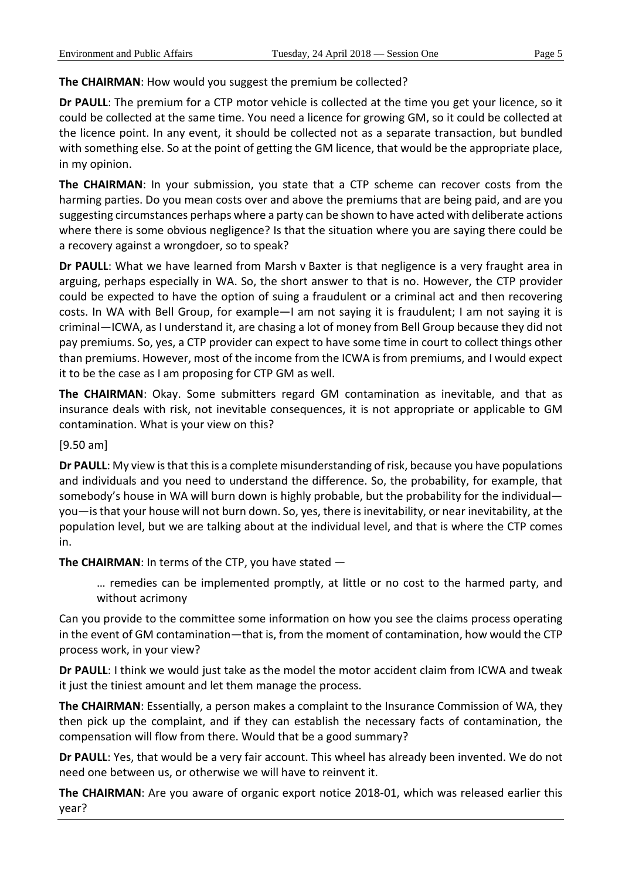**The CHAIRMAN**: How would you suggest the premium be collected?

**Dr PAULL**: The premium for a CTP motor vehicle is collected at the time you get your licence, so it could be collected at the same time. You need a licence for growing GM, so it could be collected at the licence point. In any event, it should be collected not as a separate transaction, but bundled with something else. So at the point of getting the GM licence, that would be the appropriate place, in my opinion.

**The CHAIRMAN**: In your submission, you state that a CTP scheme can recover costs from the harming parties. Do you mean costs over and above the premiums that are being paid, and are you suggesting circumstances perhaps where a party can be shown to have acted with deliberate actions where there is some obvious negligence? Is that the situation where you are saying there could be a recovery against a wrongdoer, so to speak?

**Dr PAULL**: What we have learned from Marsh v Baxter is that negligence is a very fraught area in arguing, perhaps especially in WA. So, the short answer to that is no. However, the CTP provider could be expected to have the option of suing a fraudulent or a criminal act and then recovering costs. In WA with Bell Group, for example—I am not saying it is fraudulent; I am not saying it is criminal—ICWA, as I understand it, are chasing a lot of money from Bell Group because they did not pay premiums. So, yes, a CTP provider can expect to have some time in court to collect things other than premiums. However, most of the income from the ICWA is from premiums, and I would expect it to be the case as I am proposing for CTP GM as well.

**The CHAIRMAN**: Okay. Some submitters regard GM contamination as inevitable, and that as insurance deals with risk, not inevitable consequences, it is not appropriate or applicable to GM contamination. What is your view on this?

[9.50 am]

**Dr PAULL**: My view is that this is a complete misunderstanding of risk, because you have populations and individuals and you need to understand the difference. So, the probability, for example, that somebody's house in WA will burn down is highly probable, but the probability for the individual—you—is that your house will not burn down. So, yes, there is inevitability, or near inevitability, at the population level, but we are talking about at the individual level, and that is where the CTP comes in.

**The CHAIRMAN**: In terms of the CTP, you have stated —

> … remedies can be implemented promptly, at little or no cost to the harmed party, and without acrimony

Can you provide to the committee some information on how you see the claims process operating in the event of GM contamination—that is, from the moment of contamination, how would the CTP process work, in your view?

**Dr PAULL**: I think we would just take as the model the motor accident claim from ICWA and tweak it just the tiniest amount and let them manage the process.

**The CHAIRMAN**: Essentially, a person makes a complaint to the Insurance Commission of WA, they then pick up the complaint, and if they can establish the necessary facts of contamination, the compensation will flow from there. Would that be a good summary?

**Dr PAULL**: Yes, that would be a very fair account. This wheel has already been invented. We do not need one between us, or otherwise we will have to reinvent it.

**The CHAIRMAN**: Are you aware of organic export notice 2018-01, which was released earlier this year?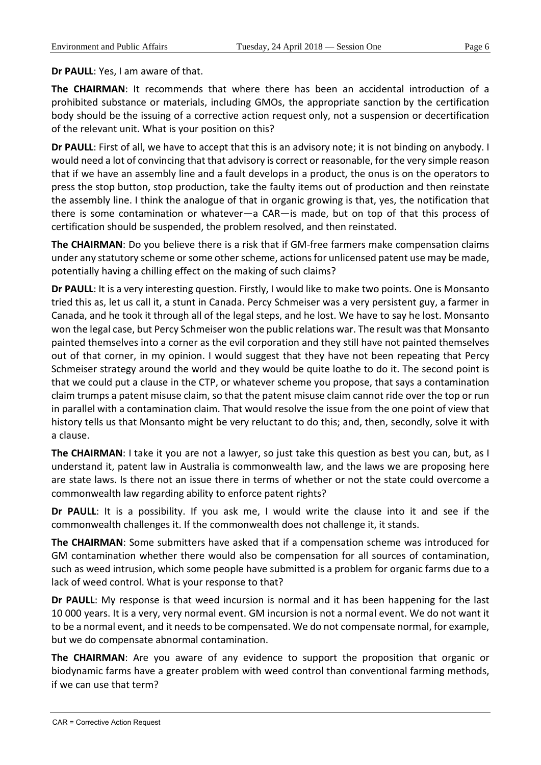**Dr PAULL**: Yes, I am aware of that.

**The CHAIRMAN**: It recommends that where there has been an accidental introduction of a prohibited substance or materials, including GMOs, the appropriate sanction by the certification body should be the issuing of a corrective action request only, not a suspension or decertification of the relevant unit. What is your position on this?

**Dr PAULL**: First of all, we have to accept that this is an advisory note; it is not binding on anybody. I would need a lot of convincing that that advisory is correct or reasonable, for the very simple reason that if we have an assembly line and a fault develops in a product, the onus is on the operators to press the stop button, stop production, take the faulty items out of production and then reinstate the assembly line. I think the analogue of that in organic growing is that, yes, the notification that there is some contamination or whatever—a CAR—is made, but on top of that this process of certification should be suspended, the problem resolved, and then reinstated.

**The CHAIRMAN**: Do you believe there is a risk that if GM-free farmers make compensation claims under any statutory scheme or some other scheme, actions for unlicensed patent use may be made, potentially having a chilling effect on the making of such claims?

**Dr PAULL**: It is a very interesting question. Firstly, I would like to make two points. One is Monsanto tried this as, let us call it, a stunt in Canada. Percy Schmeiser was a very persistent guy, a farmer in Canada, and he took it through all of the legal steps, and he lost. We have to say he lost. Monsanto won the legal case, but Percy Schmeiser won the public relations war. The result was that Monsanto painted themselves into a corner as the evil corporation and they still have not painted themselves out of that corner, in my opinion. I would suggest that they have not been repeating that Percy Schmeiser strategy around the world and they would be quite loathe to do it. The second point is that we could put a clause in the CTP, or whatever scheme you propose, that says a contamination claim trumps a patent misuse claim, so that the patent misuse claim cannot ride over the top or run in parallel with a contamination claim. That would resolve the issue from the one point of view that history tells us that Monsanto might be very reluctant to do this; and, then, secondly, solve it with a clause.

**The CHAIRMAN**: I take it you are not a lawyer, so just take this question as best you can, but, as I understand it, patent law in Australia is commonwealth law, and the laws we are proposing here are state laws. Is there not an issue there in terms of whether or not the state could overcome a commonwealth law regarding ability to enforce patent rights?

**Dr PAULL**: It is a possibility. If you ask me, I would write the clause into it and see if the commonwealth challenges it. If the commonwealth does not challenge it, it stands.

**The CHAIRMAN**: Some submitters have asked that if a compensation scheme was introduced for GM contamination whether there would also be compensation for all sources of contamination, such as weed intrusion, which some people have submitted is a problem for organic farms due to a lack of weed control. What is your response to that?

**Dr PAULL**: My response is that weed incursion is normal and it has been happening for the last 10 000 years. It is a very, very normal event. GM incursion is not a normal event. We do not want it to be a normal event, and it needs to be compensated. We do not compensate normal, for example, but we do compensate abnormal contamination.

**The CHAIRMAN**: Are you aware of any evidence to support the proposition that organic or biodynamic farms have a greater problem with weed control than conventional farming methods, if we can use that term?

CAR = Corrective Action Request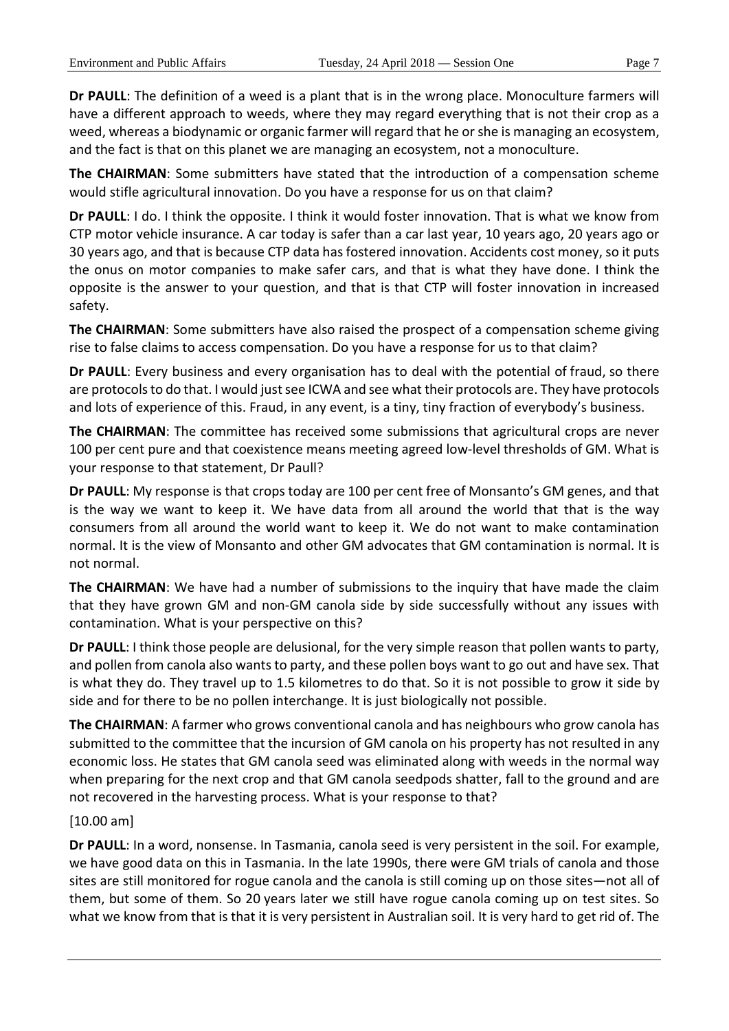**Dr PAULL**: The definition of a weed is a plant that is in the wrong place. Monoculture farmers will have a different approach to weeds, where they may regard everything that is not their crop as a weed, whereas a biodynamic or organic farmer will regard that he or she is managing an ecosystem, and the fact is that on this planet we are managing an ecosystem, not a monoculture.

**The CHAIRMAN**: Some submitters have stated that the introduction of a compensation scheme would stifle agricultural innovation. Do you have a response for us on that claim?

**Dr PAULL**: I do. I think the opposite. I think it would foster innovation. That is what we know from CTP motor vehicle insurance. A car today is safer than a car last year, 10 years ago, 20 years ago or 30 years ago, and that is because CTP data has fostered innovation. Accidents cost money, so it puts the onus on motor companies to make safer cars, and that is what they have done. I think the opposite is the answer to your question, and that is that CTP will foster innovation in increased safety.

**The CHAIRMAN**: Some submitters have also raised the prospect of a compensation scheme giving rise to false claims to access compensation. Do you have a response for us to that claim?

**Dr PAULL**: Every business and every organisation has to deal with the potential of fraud, so there are protocols to do that. I would just see ICWA and see what their protocols are. They have protocols and lots of experience of this. Fraud, in any event, is a tiny, tiny fraction of everybody's business.

**The CHAIRMAN**: The committee has received some submissions that agricultural crops are never 100 per cent pure and that coexistence means meeting agreed low-level thresholds of GM. What is your response to that statement, Dr Paull?

**Dr PAULL**: My response is that crops today are 100 per cent free of Monsanto's GM genes, and that is the way we want to keep it. We have data from all around the world that that is the way consumers from all around the world want to keep it. We do not want to make contamination normal. It is the view of Monsanto and other GM advocates that GM contamination is normal. It is not normal.

**The CHAIRMAN**: We have had a number of submissions to the inquiry that have made the claim that they have grown GM and non-GM canola side by side successfully without any issues with contamination. What is your perspective on this?

**Dr PAULL**: I think those people are delusional, for the very simple reason that pollen wants to party, and pollen from canola also wants to party, and these pollen boys want to go out and have sex. That is what they do. They travel up to 1.5 kilometres to do that. So it is not possible to grow it side by side and for there to be no pollen interchange. It is just biologically not possible.

**The CHAIRMAN**: A farmer who grows conventional canola and has neighbours who grow canola has submitted to the committee that the incursion of GM canola on his property has not resulted in any economic loss. He states that GM canola seed was eliminated along with weeds in the normal way when preparing for the next crop and that GM canola seedpods shatter, fall to the ground and are not recovered in the harvesting process. What is your response to that?

[10.00 am]

**Dr PAULL**: In a word, nonsense. In Tasmania, canola seed is very persistent in the soil. For example, we have good data on this in Tasmania. In the late 1990s, there were GM trials of canola and those sites are still monitored for rogue canola and the canola is still coming up on those sites—not all of them, but some of them. So 20 years later we still have rogue canola coming up on test sites. So what we know from that is that it is very persistent in Australian soil. It is very hard to get rid of. The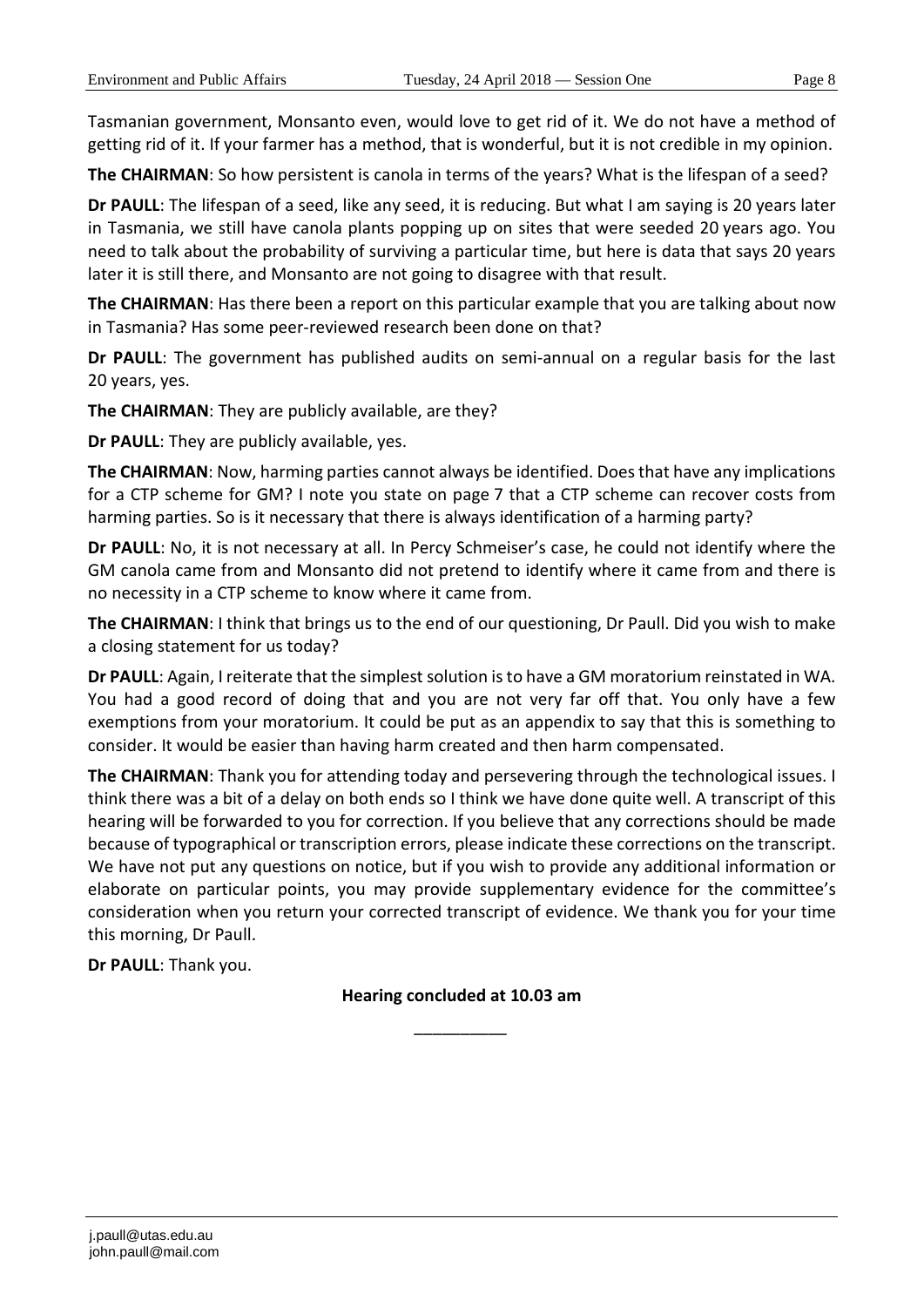Tasmanian government, Monsanto even, would love to get rid of it. We do not have a method of getting rid of it. If your farmer has a method, that is wonderful, but it is not credible in my opinion.

**The CHAIRMAN**: So how persistent is canola in terms of the years? What is the lifespan of a seed?

**Dr PAULL**: The lifespan of a seed, like any seed, it is reducing. But what I am saying is 20 years later in Tasmania, we still have canola plants popping up on sites that were seeded 20 years ago. You need to talk about the probability of surviving a particular time, but here is data that says 20 years later it is still there, and Monsanto are not going to disagree with that result.

**The CHAIRMAN**: Has there been a report on this particular example that you are talking about now in Tasmania? Has some peer-reviewed research been done on that?

**Dr PAULL**: The government has published audits on semi-annual on a regular basis for the last 20 years, yes.

**The CHAIRMAN**: They are publicly available, are they?

**Dr PAULL**: They are publicly available, yes.

**The CHAIRMAN**: Now, harming parties cannot always be identified. Does that have any implications for a CTP scheme for GM? I note you state on page 7 that a CTP scheme can recover costs from harming parties. So is it necessary that there is always identification of a harming party?

**Dr PAULL**: No, it is not necessary at all. In Percy Schmeiser's case, he could not identify where the GM canola came from and Monsanto did not pretend to identify where it came from and there is no necessity in a CTP scheme to know where it came from.

**The CHAIRMAN**: I think that brings us to the end of our questioning, Dr Paull. Did you wish to make a closing statement for us today?

**Dr PAULL**: Again, I reiterate that the simplest solution is to have a GM moratorium reinstated in WA. You had a good record of doing that and you are not very far off that. You only have a few exemptions from your moratorium. It could be put as an appendix to say that this is something to consider. It would be easier than having harm created and then harm compensated.

**The CHAIRMAN**: Thank you for attending today and persevering through the technological issues. I think there was a bit of a delay on both ends so I think we have done quite well. A transcript of this hearing will be forwarded to you for correction. If you believe that any corrections should be made because of typographical or transcription errors, please indicate these corrections on the transcript. We have not put any questions on notice, but if you wish to provide any additional information or elaborate on particular points, you may provide supplementary evidence for the committee's consideration when you return your corrected transcript of evidence. We thank you for your time this morning, Dr Paull.

**Dr PAULL**: Thank you.

**Hearing concluded at 10.03 am**

__________

j.paull@utas.edu.au
john.paull@mail.com